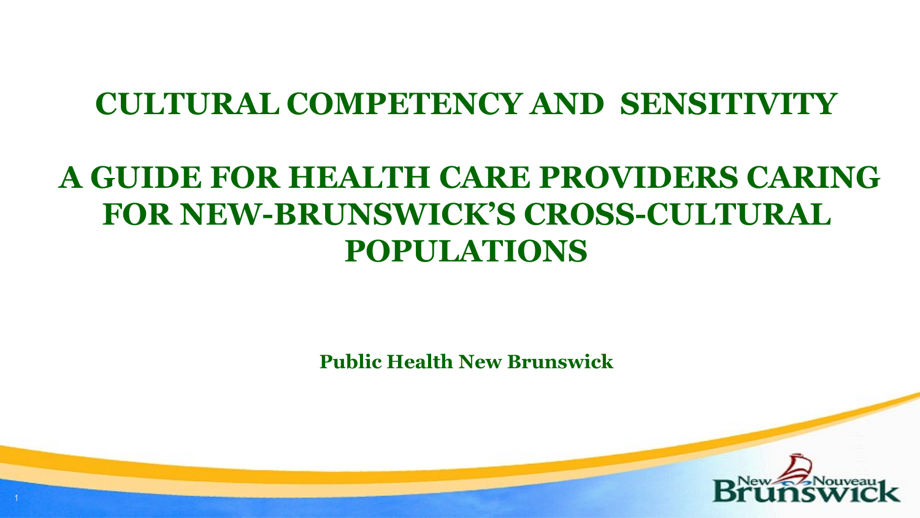# CULTURAL COMPETENCY AND SENSITIVITY

## A GUIDE FOR HEALTH CARE PROVIDERS CARING FOR NEW-BRUNSWICK'S CROSS-CULTURAL POPULATIONS

**Public Health New Brunswick**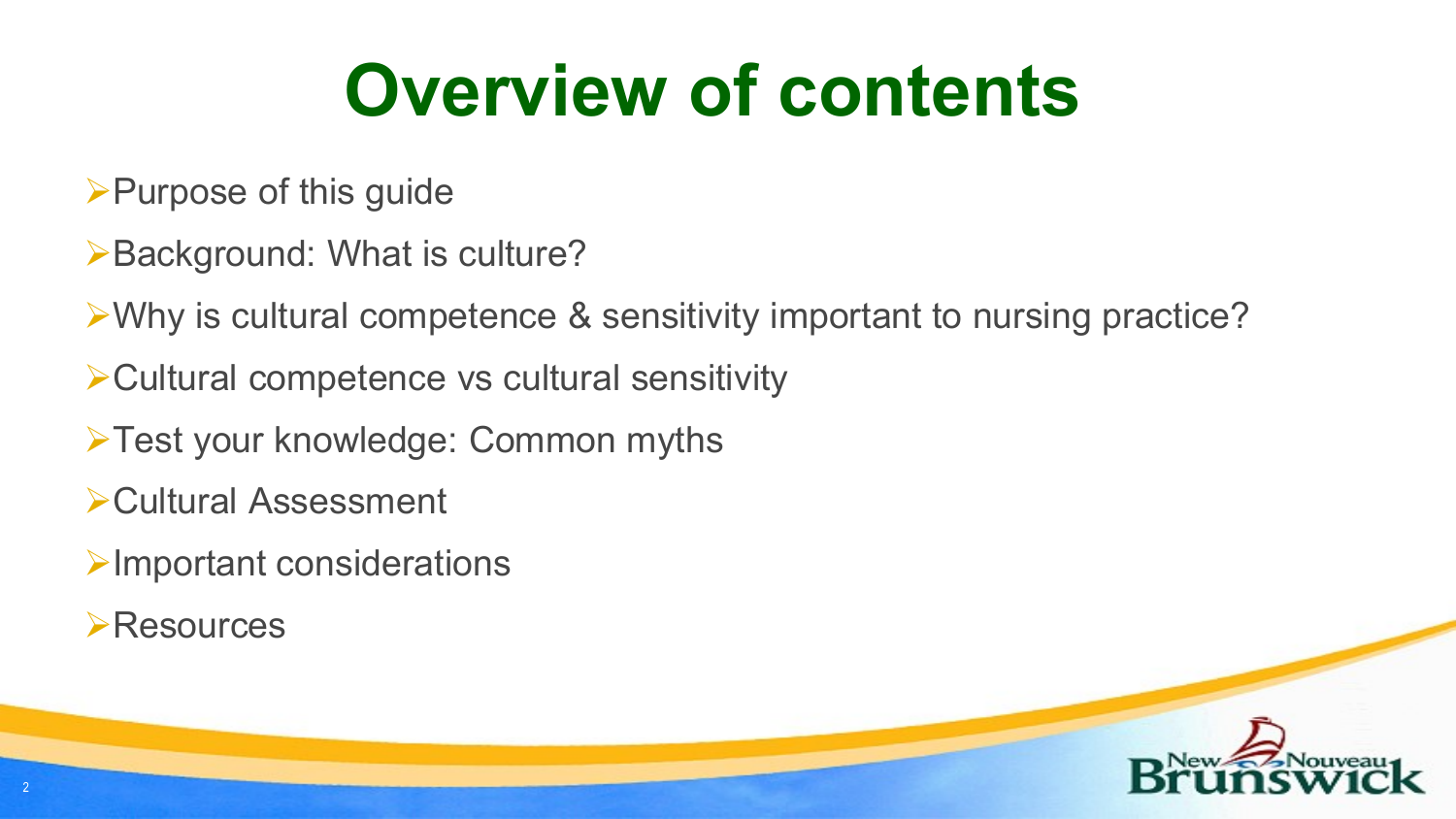# Overview of contents

- Purpose of this guide
- Background: What is culture?
- Why is cultural competence & sensitivity important to nursing practice?
- Cultural competence vs cultural sensitivity
- Test your knowledge: Common myths
- Cultural Assessment
- Important considerations
- Resources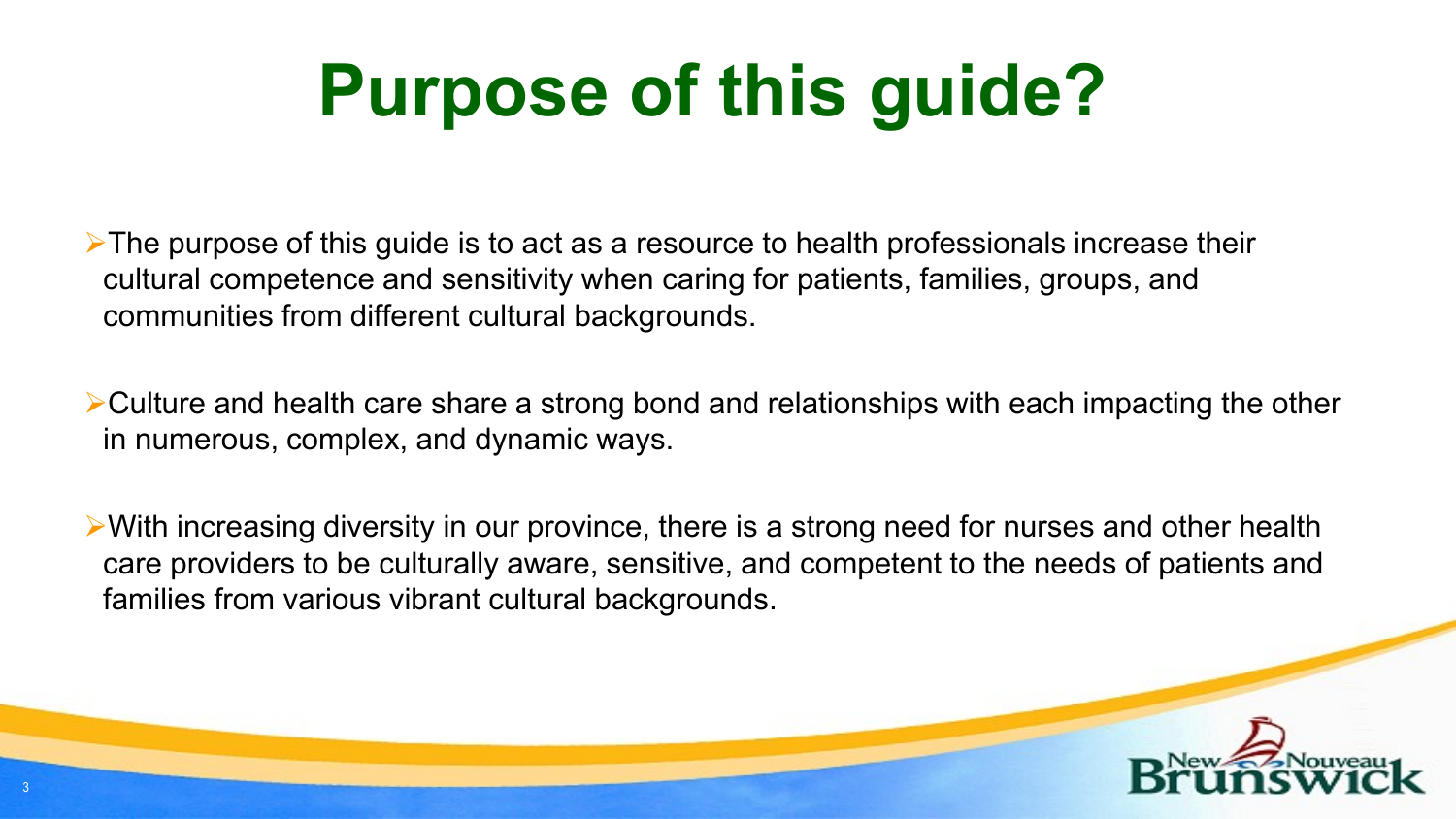# Purpose of this guide?

- The purpose of this guide is to act as a resource to health professionals increase their cultural competence and sensitivity when caring for patients, families, groups, and communities from different cultural backgrounds.

- Culture and health care share a strong bond and relationships with each impacting the other in numerous, complex, and dynamic ways.

- With increasing diversity in our province, there is a strong need for nurses and other health care providers to be culturally aware, sensitive, and competent to the needs of patients and families from various vibrant cultural backgrounds.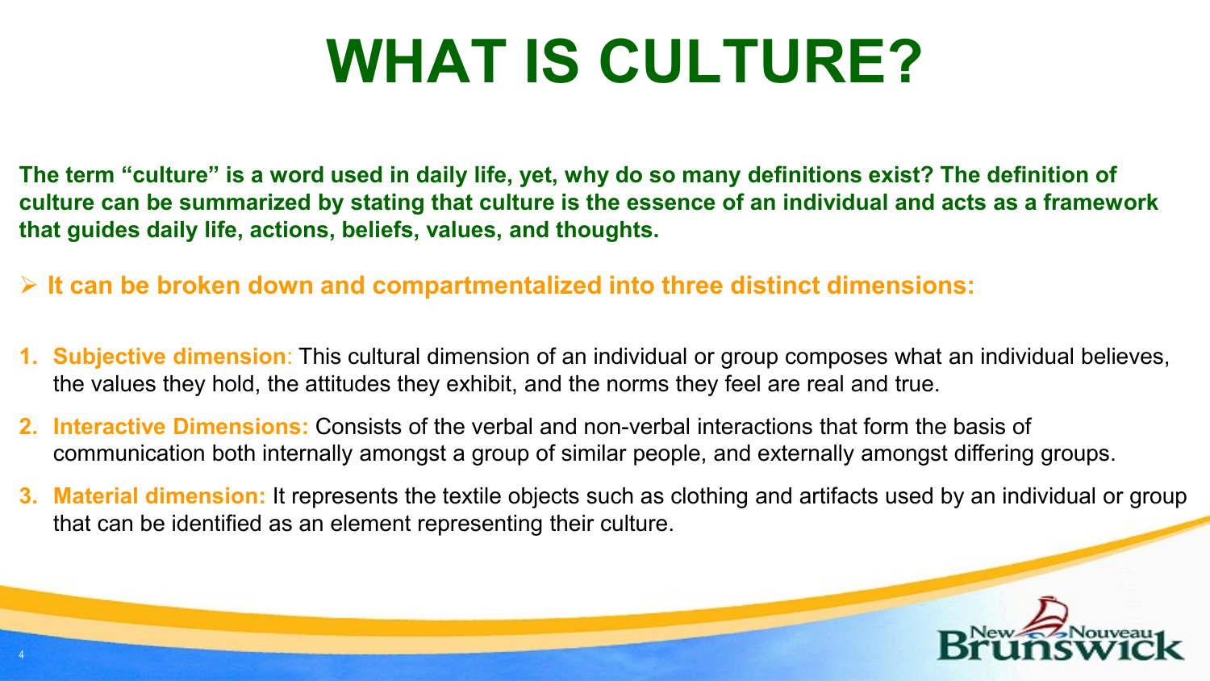# WHAT IS CULTURE?

**The term "culture" is a word used in daily life, yet, why do so many definitions exist? The definition of culture can be summarized by stating that culture is the essence of an individual and acts as a framework that guides daily life, actions, beliefs, values, and thoughts.**

- **It can be broken down and compartmentalized into three distinct dimensions:**

1. **Subjective dimension**: This cultural dimension of an individual or group composes what an individual believes, the values they hold, the attitudes they exhibit, and the norms they feel are real and true.
2. **Interactive Dimensions:** Consists of the verbal and non-verbal interactions that form the basis of communication both internally amongst a group of similar people, and externally amongst differing groups.
3. **Material dimension:** It represents the textile objects such as clothing and artifacts used by an individual or group that can be identified as an element representing their culture.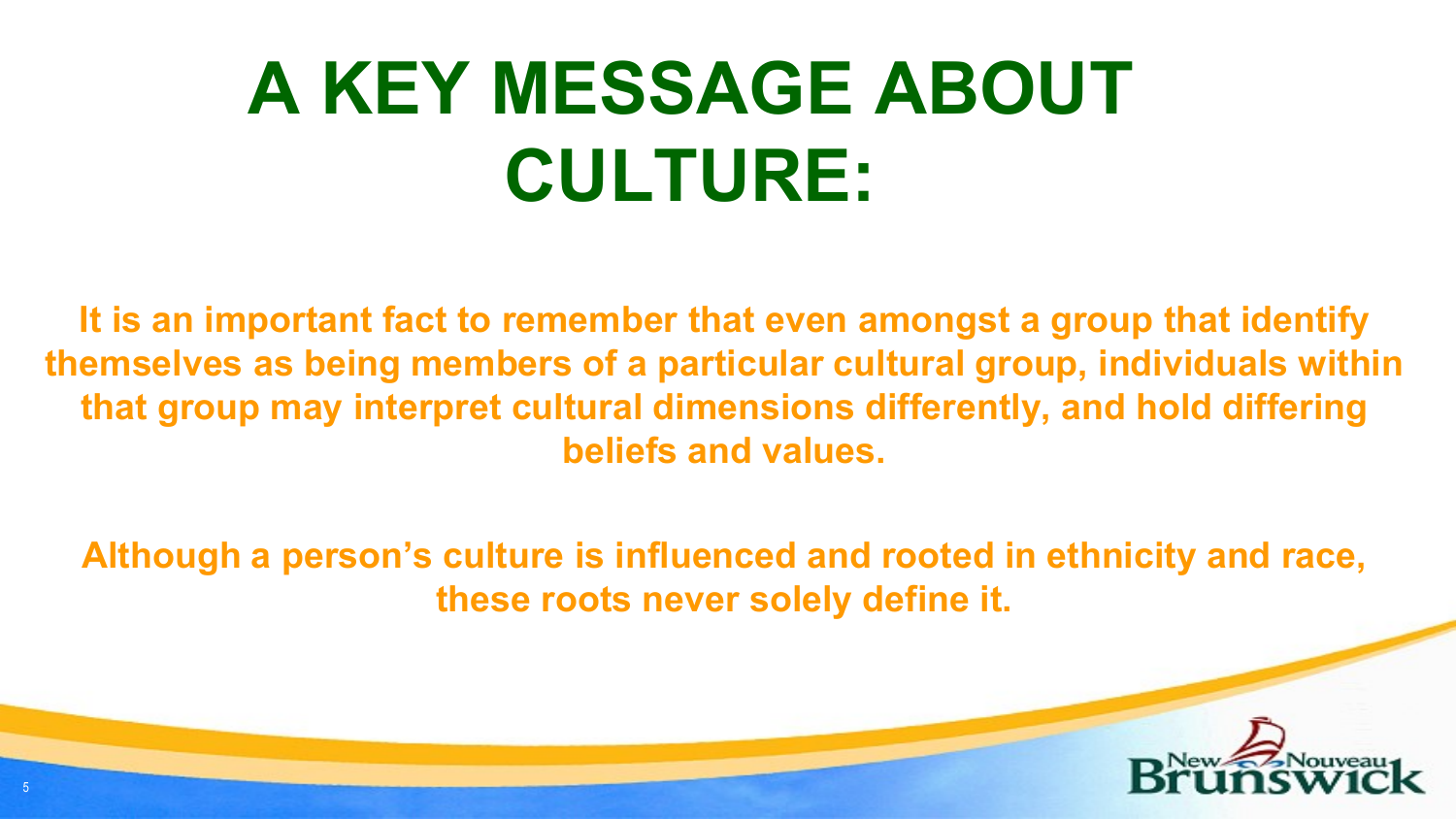# A KEY MESSAGE ABOUT CULTURE:

**It is an important fact to remember that even amongst a group that identify themselves as being members of a particular cultural group, individuals within that group may interpret cultural dimensions differently, and hold differing beliefs and values.**

**Although a person's culture is influenced and rooted in ethnicity and race, these roots never solely define it.**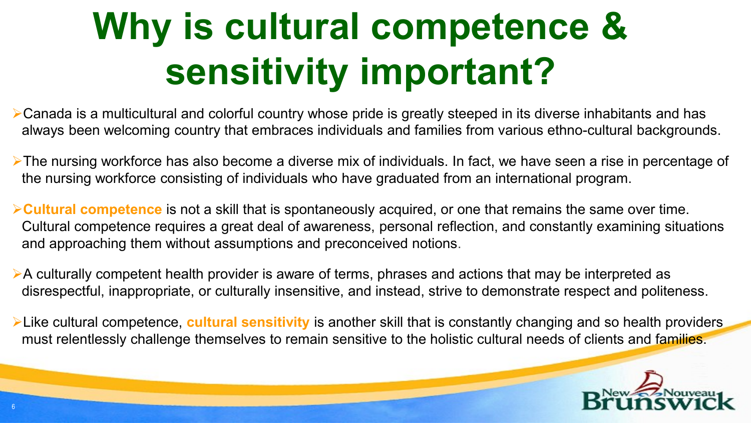# Why is cultural competence & sensitivity important?

- Canada is a multicultural and colorful country whose pride is greatly steeped in its diverse inhabitants and has always been welcoming country that embraces individuals and families from various ethno-cultural backgrounds.
- The nursing workforce has also become a diverse mix of individuals. In fact, we have seen a rise in percentage of the nursing workforce consisting of individuals who have graduated from an international program.
- **Cultural competence** is not a skill that is spontaneously acquired, or one that remains the same over time. Cultural competence requires a great deal of awareness, personal reflection, and constantly examining situations and approaching them without assumptions and preconceived notions.
- A culturally competent health provider is aware of terms, phrases and actions that may be interpreted as disrespectful, inappropriate, or culturally insensitive, and instead, strive to demonstrate respect and politeness.
- Like cultural competence, **cultural sensitivity** is another skill that is constantly changing and so health providers must relentlessly challenge themselves to remain sensitive to the holistic cultural needs of clients and families.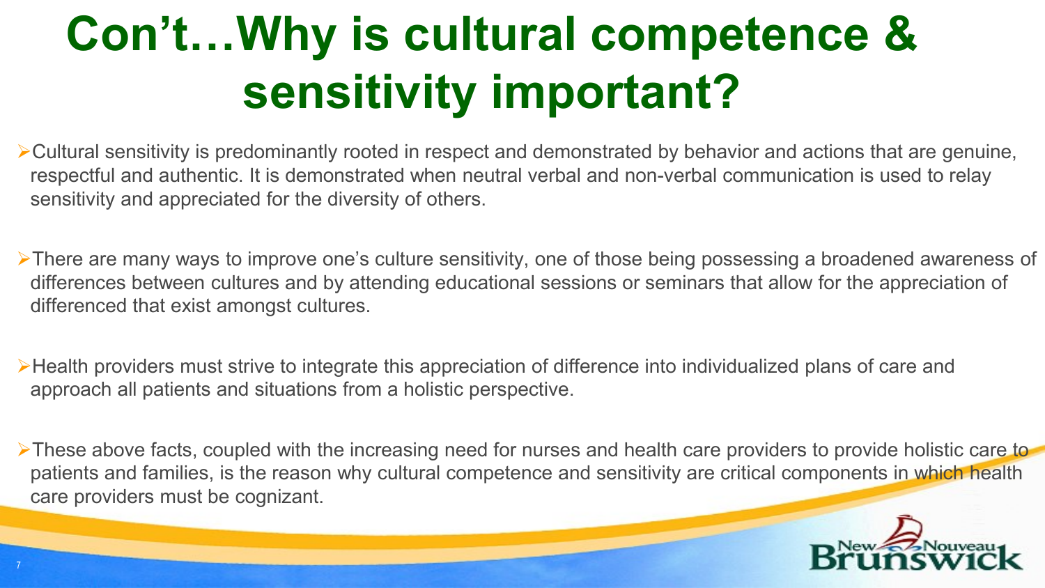# Con't…Why is cultural competence & sensitivity important?

- Cultural sensitivity is predominantly rooted in respect and demonstrated by behavior and actions that are genuine, respectful and authentic. It is demonstrated when neutral verbal and non-verbal communication is used to relay sensitivity and appreciated for the diversity of others.

- There are many ways to improve one's culture sensitivity, one of those being possessing a broadened awareness of differences between cultures and by attending educational sessions or seminars that allow for the appreciation of differenced that exist amongst cultures.

- Health providers must strive to integrate this appreciation of difference into individualized plans of care and approach all patients and situations from a holistic perspective.

- These above facts, coupled with the increasing need for nurses and health care providers to provide holistic care to patients and families, is the reason why cultural competence and sensitivity are critical components in which health care providers must be cognizant.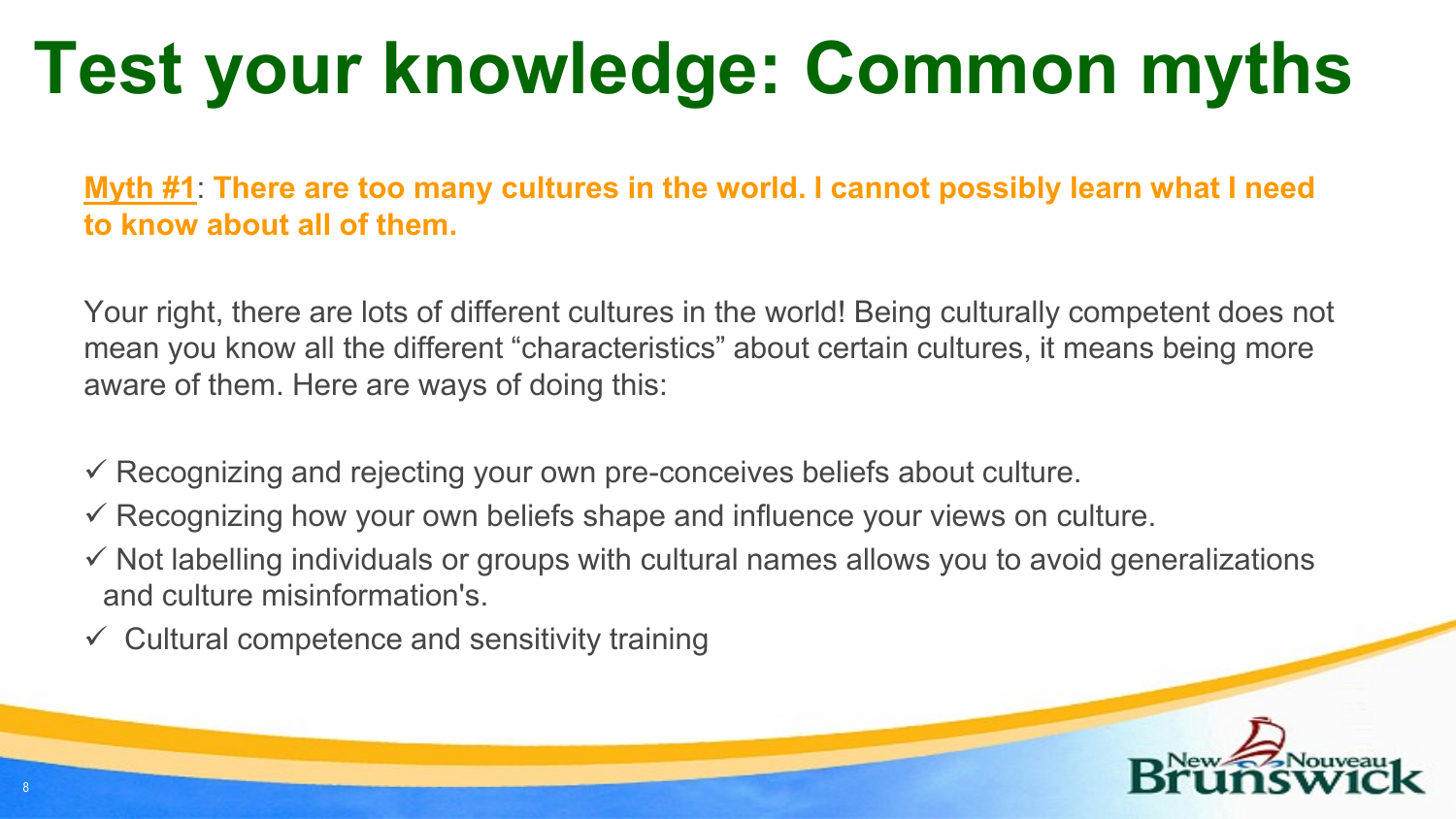# Test your knowledge: Common myths

**Myth #1: There are too many cultures in the world. I cannot possibly learn what I need to know about all of them.**

Your right, there are lots of different cultures in the world! Being culturally competent does not mean you know all the different "characteristics" about certain cultures, it means being more aware of them. Here are ways of doing this:

- ✓ Recognizing and rejecting your own pre-conceives beliefs about culture.
- ✓ Recognizing how your own beliefs shape and influence your views on culture.
- ✓ Not labelling individuals or groups with cultural names allows you to avoid generalizations and culture misinformation's.
- ✓ Cultural competence and sensitivity training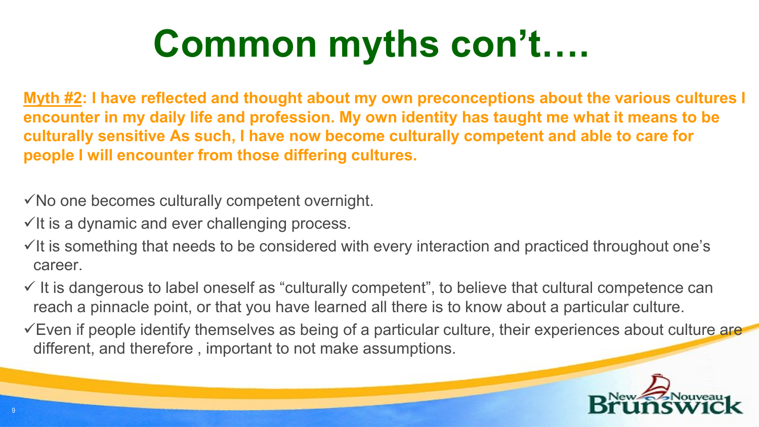# Common myths con't….

**<u>Myth #2</u>: I have reflected and thought about my own preconceptions about the various cultures I encounter in my daily life and profession. My own identity has taught me what it means to be culturally sensitive As such, I have now become culturally competent and able to care for people I will encounter from those differing cultures.**

- ✓No one becomes culturally competent overnight.
- ✓It is a dynamic and ever challenging process.
- ✓It is something that needs to be considered with every interaction and practiced throughout one's career.
- ✓ It is dangerous to label oneself as "culturally competent", to believe that cultural competence can reach a pinnacle point, or that you have learned all there is to know about a particular culture.
- ✓Even if people identify themselves as being of a particular culture, their experiences about culture are different, and therefore , important to not make assumptions.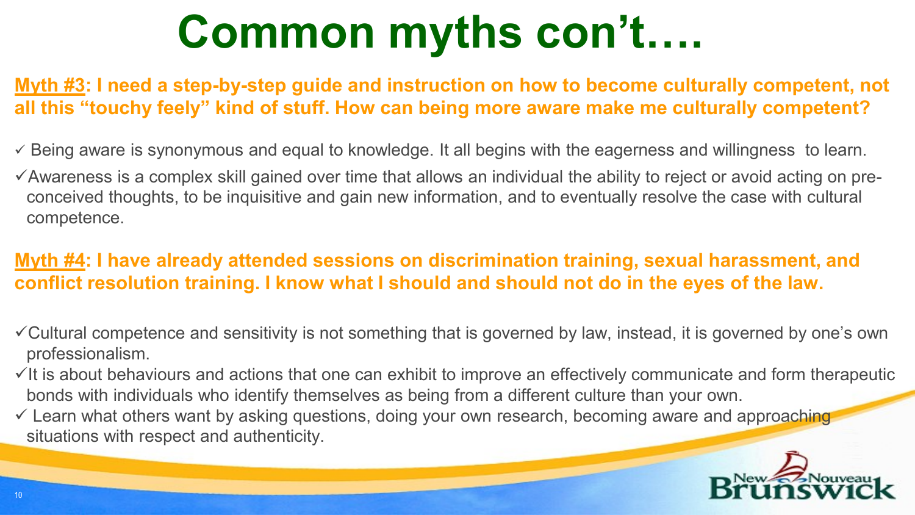# Common myths con't….

**Myth #3: I need a step-by-step guide and instruction on how to become culturally competent, not all this "touchy feely" kind of stuff. How can being more aware make me culturally competent?**

- ✓ Being aware is synonymous and equal to knowledge. It all begins with the eagerness and willingness to learn.
- ✓ Awareness is a complex skill gained over time that allows an individual the ability to reject or avoid acting on pre-conceived thoughts, to be inquisitive and gain new information, and to eventually resolve the case with cultural competence.

**Myth #4: I have already attended sessions on discrimination training, sexual harassment, and conflict resolution training. I know what I should and should not do in the eyes of the law.**

- ✓ Cultural competence and sensitivity is not something that is governed by law, instead, it is governed by one's own professionalism.
- ✓ It is about behaviours and actions that one can exhibit to improve an effectively communicate and form therapeutic bonds with individuals who identify themselves as being from a different culture than your own.
- ✓ Learn what others want by asking questions, doing your own research, becoming aware and approaching situations with respect and authenticity.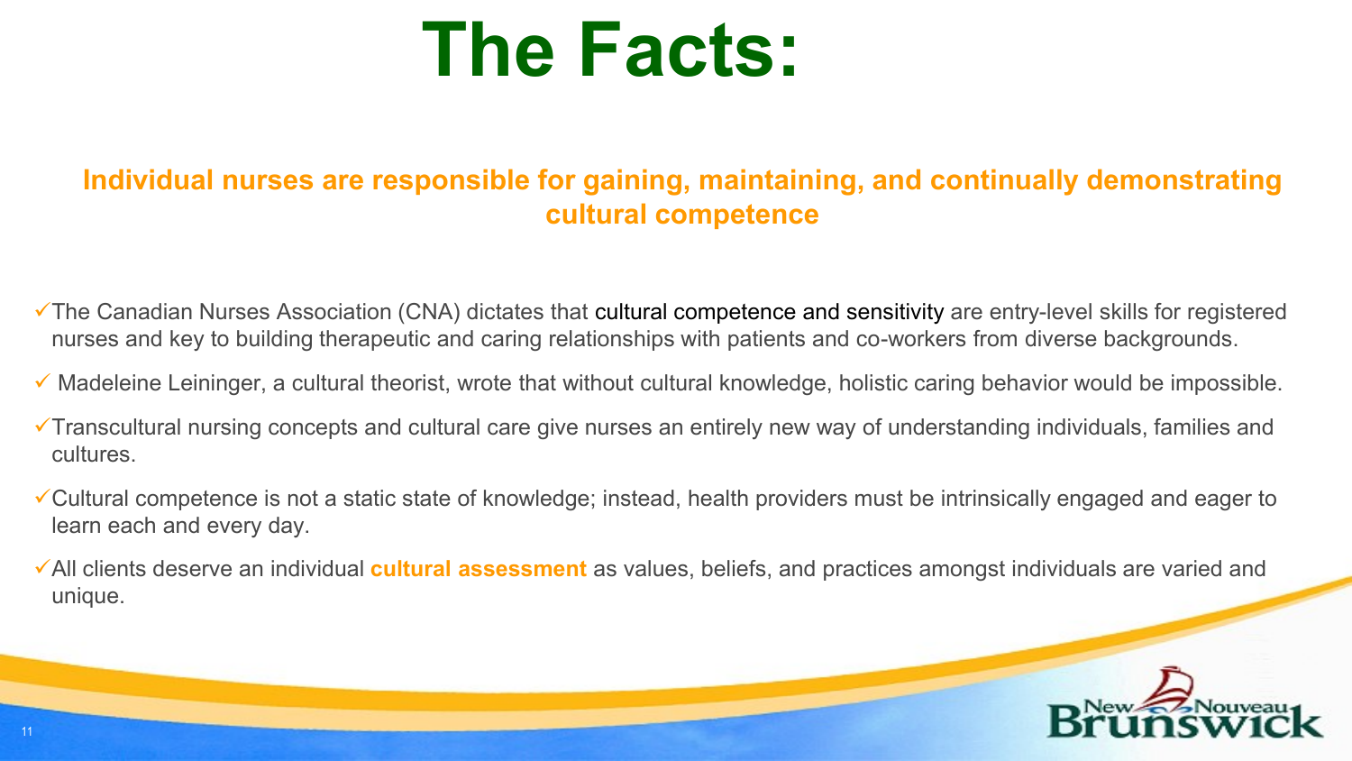# The Facts:

**Individual nurses are responsible for gaining, maintaining, and continually demonstrating cultural competence**

- The Canadian Nurses Association (CNA) dictates that cultural competence and sensitivity are entry-level skills for registered nurses and key to building therapeutic and caring relationships with patients and co-workers from diverse backgrounds.
- Madeleine Leininger, a cultural theorist, wrote that without cultural knowledge, holistic caring behavior would be impossible.
- Transcultural nursing concepts and cultural care give nurses an entirely new way of understanding individuals, families and cultures.
- Cultural competence is not a static state of knowledge; instead, health providers must be intrinsically engaged and eager to learn each and every day.
- All clients deserve an individual **cultural assessment** as values, beliefs, and practices amongst individuals are varied and unique.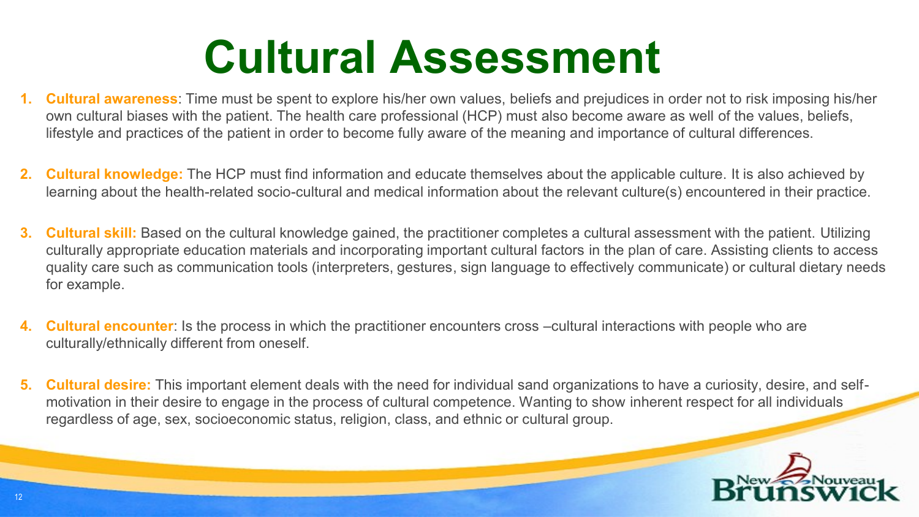# Cultural Assessment

1. **Cultural awareness**: Time must be spent to explore his/her own values, beliefs and prejudices in order not to risk imposing his/her own cultural biases with the patient. The health care professional (HCP) must also become aware as well of the values, beliefs, lifestyle and practices of the patient in order to become fully aware of the meaning and importance of cultural differences.

2. **Cultural knowledge:** The HCP must find information and educate themselves about the applicable culture. It is also achieved by learning about the health-related socio-cultural and medical information about the relevant culture(s) encountered in their practice.

3. **Cultural skill:** Based on the cultural knowledge gained, the practitioner completes a cultural assessment with the patient. Utilizing culturally appropriate education materials and incorporating important cultural factors in the plan of care. Assisting clients to access quality care such as communication tools (interpreters, gestures, sign language to effectively communicate) or cultural dietary needs for example.

4. **Cultural encounter**: Is the process in which the practitioner encounters cross –cultural interactions with people who are culturally/ethnically different from oneself.

5. **Cultural desire:** This important element deals with the need for individual sand organizations to have a curiosity, desire, and self-motivation in their desire to engage in the process of cultural competence. Wanting to show inherent respect for all individuals regardless of age, sex, socioeconomic status, religion, class, and ethnic or cultural group.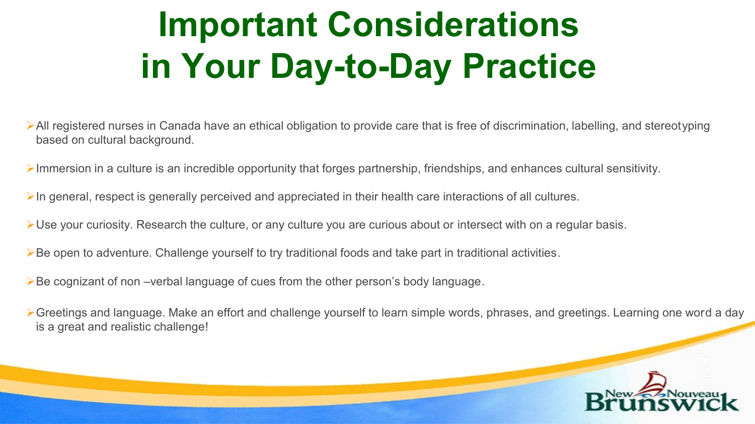# Important Considerations in Your Day-to-Day Practice

- All registered nurses in Canada have an ethical obligation to provide care that is free of discrimination, labelling, and stereotyping based on cultural background.
- Immersion in a culture is an incredible opportunity that forges partnership, friendships, and enhances cultural sensitivity.
- In general, respect is generally perceived and appreciated in their health care interactions of all cultures.
- Use your curiosity. Research the culture, or any culture you are curious about or intersect with on a regular basis.
- Be open to adventure. Challenge yourself to try traditional foods and take part in traditional activities.
- Be cognizant of non –verbal language of cues from the other person's body language.
- Greetings and language. Make an effort and challenge yourself to learn simple words, phrases, and greetings. Learning one word a day is a great and realistic challenge!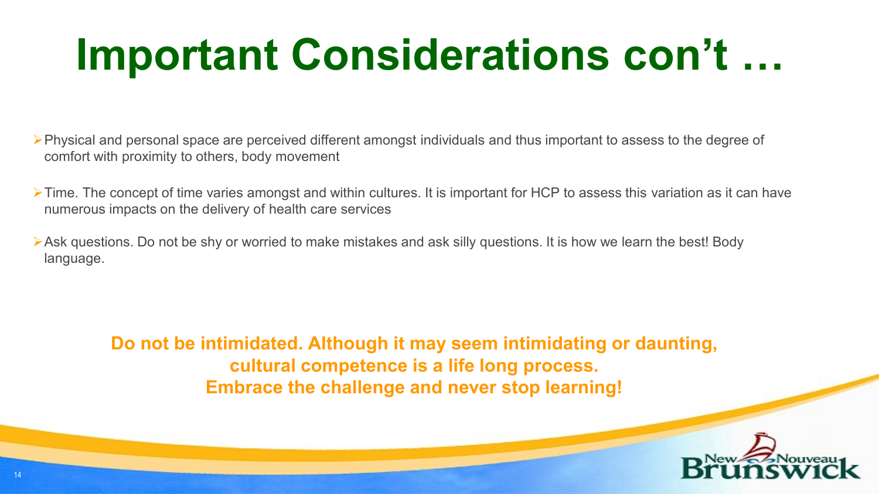# Important Considerations con't …

- Physical and personal space are perceived different amongst individuals and thus important to assess to the degree of comfort with proximity to others, body movement
- Time. The concept of time varies amongst and within cultures. It is important for HCP to assess this variation as it can have numerous impacts on the delivery of health care services
- Ask questions. Do not be shy or worried to make mistakes and ask silly questions. It is how we learn the best! Body language.

**Do not be intimidated. Although it may seem intimidating or daunting, cultural competence is a life long process. Embrace the challenge and never stop learning!**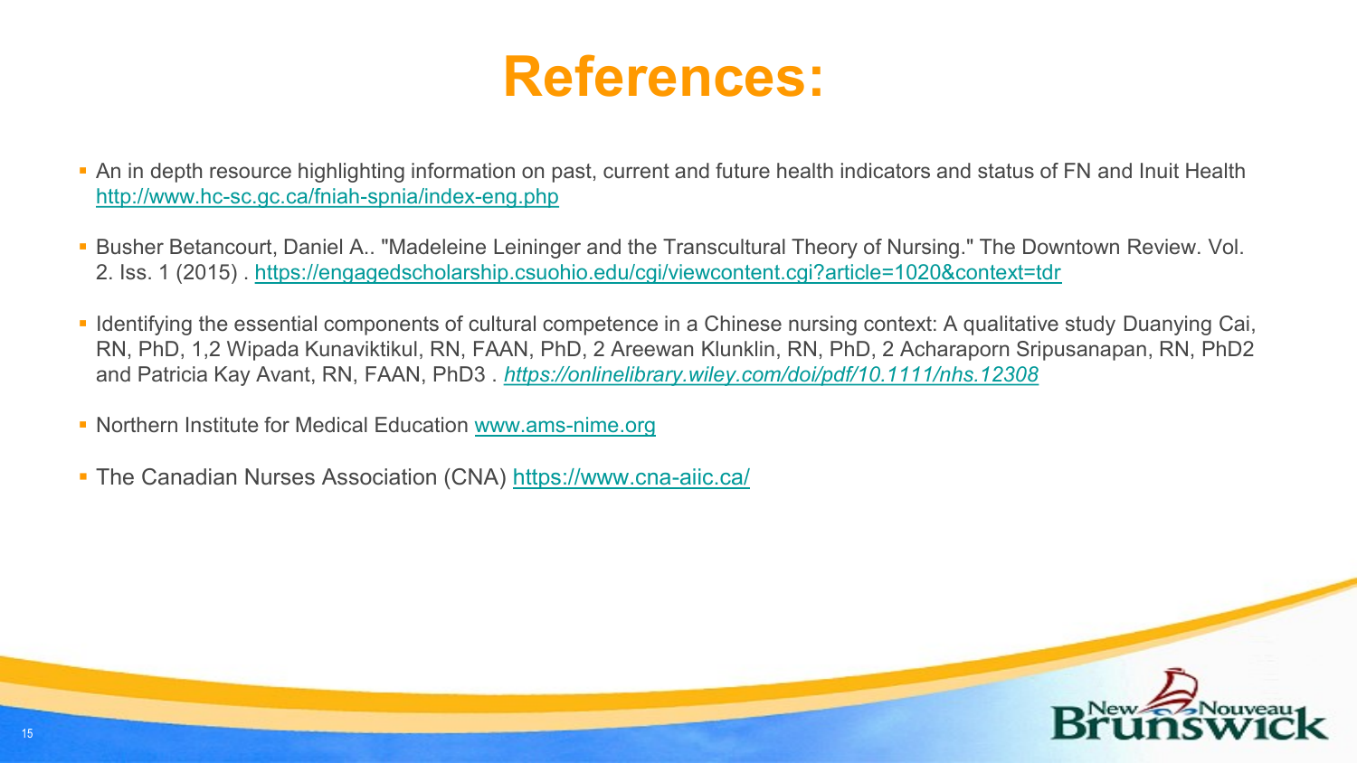# References:

- An in depth resource highlighting information on past, current and future health indicators and status of FN and Inuit Health http://www.hc-sc.gc.ca/fniah-spnia/index-eng.php
- Busher Betancourt, Daniel A.. "Madeleine Leininger and the Transcultural Theory of Nursing." The Downtown Review. Vol. 2. Iss. 1 (2015) . https://engagedscholarship.csuohio.edu/cgi/viewcontent.cgi?article=1020&context=tdr
- Identifying the essential components of cultural competence in a Chinese nursing context: A qualitative study Duanying Cai, RN, PhD, 1,2 Wipada Kunaviktikul, RN, FAAN, PhD, 2 Areewan Klunklin, RN, PhD, 2 Acharaporn Sripusanapan, RN, PhD2 and Patricia Kay Avant, RN, FAAN, PhD3 . *https://onlinelibrary.wiley.com/doi/pdf/10.1111/nhs.12308*
- Northern Institute for Medical Education www.ams-nime.org
- The Canadian Nurses Association (CNA) https://www.cna-aiic.ca/